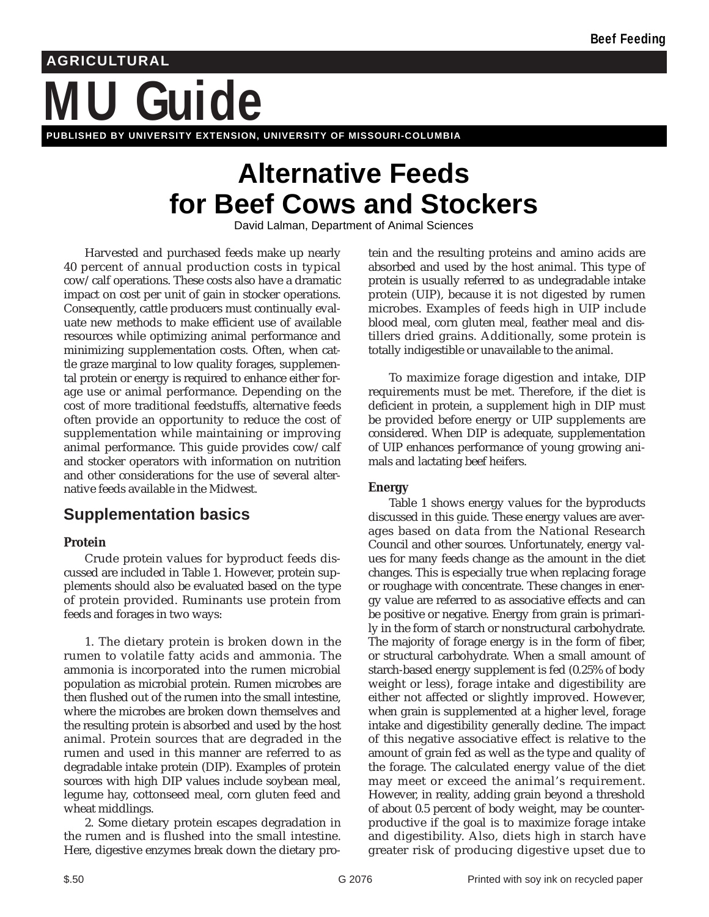# Alternative Feeds for Beef Cows and Stockers

David Lalman, Department of Animal Sciences

Harvested and purchased feeds make up nearly 40 percent of annual production costs in typical cow/calf operations. These costs also have a dramatic impact on cost per unit of gain in stocker operations. Consequently, cattle producers must continually evaluate new methods to make efficient use of available resources while optimizing animal performance and minimizing supplementation costs. Often, when cattle graze marginal to low quality forages, supplemental protein or energy is required to enhance either forage use or animal performance. Depending on the cost of more traditional feedstuffs, alternative feeds often provide an opportunity to reduce the cost of supplementation while maintaining or improving animal performance. This guide provides cow/calf and stocker operators with information on nutrition and other considerations for the use of several alternative feeds available in the Midwest.

## Supplementation basics

### Protein

Crude protein values for byproduct feeds discussed are included in Table 1. However, protein supplements should also be evaluated based on the type of protein provided. Ruminants use protein from feeds and forages in two ways:

1. The dietary protein is broken down in the rumen to volatile fatty acids and ammonia. The ammonia is incorporated into the rumen microbial population as microbial protein. Rumen microbes are then flushed out of the rumen into the small intestine, where the microbes are broken down themselves and the resulting protein is absorbed and used by the host animal. Protein sources that are degraded in the rumen and used in this manner are referred to as degradable intake protein (DIP). Examples of protein sources with high DIP values include soybean meal, legume hay, cottonseed meal, corn gluten feed and wheat middlings.

2. Some dietary protein escapes degradation in the rumen and is flushed into the small intestine. Here, digestive enzymes break down the dietary protein and the resulting proteins and amino acids are absorbed and used by the host animal. This type of protein is usually referred to as undegradable intake protein (UIP), because it is not digested by rumen microbes. Examples of feeds high in UIP include blood meal, corn gluten meal, feather meal and distillers dried grains. Additionally, some protein is totally indigestible or unavailable to the animal.

To maximize forage digestion and intake, DIP requirements must be met. Therefore, if the diet is deficient in protein, a supplement high in DIP must be provided before energy or UIP supplements are considered. When DIP is adequate, supplementation of UIP enhances performance of young growing animals and lactating beef heifers.

### Energy

Table 1 shows energy values for the byproducts discussed in this guide. These energy values are averages based on data from the National Research Council and other sources. Unfortunately, energy values for many feeds change as the amount in the diet changes. This is especially true when replacing forage or roughage with concentrate. These changes in energy value are referred to as associative effects and can be positive or negative. Energy from grain is primarily in the form of starch or nonstructural carbohydrate. The majority of forage energy is in the form of fiber, or structural carbohydrate. When a small amount of starch-based energy supplement is fed (0.25% of body weight or less), forage intake and digestibility are either not affected or slightly improved. However, when grain is supplemented at a higher level, forage intake and digestibility generally decline. The impact of this negative associative effect is relative to the amount of grain fed as well as the type and quality of the forage. The calculated energy value of the diet may meet or exceed the animal's requirement. However, in reality, adding grain beyond a threshold of about 0.5 percent of body weight, may be counterproductive if the goal is to maximize forage intake and digestibility. Also, diets high in starch have greater risk of producing digestive upset due to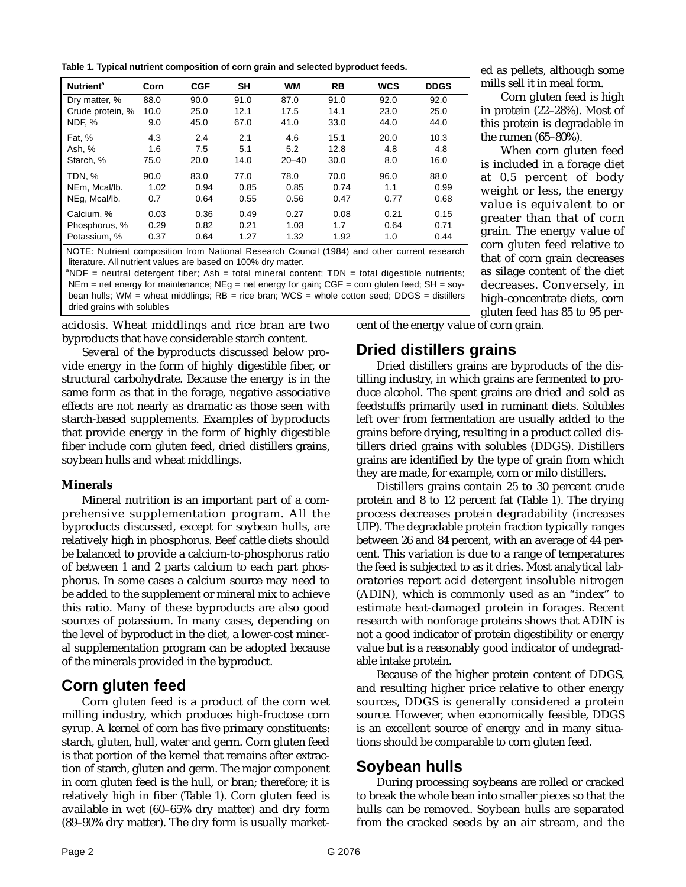**Table 1. Typical nutrient composition of corn grain and selected byproduct feeds.**

| Nutrient[a] | Corn | CGF | SH | WM | RB | WCS | DDGS |
|---|---|---|---|---|---|---|---|
| Dry matter, % | 88.0 | 90.0 | 91.0 | 87.0 | 91.0 | 92.0 | 92.0 |
| Crude protein, % | 10.0 | 25.0 | 12.1 | 17.5 | 14.1 | 23.0 | 25.0 |
| NDF, % | 9.0 | 45.0 | 67.0 | 41.0 | 33.0 | 44.0 | 44.0 |
| Fat, % | 4.3 | 2.4 | 2.1 | 4.6 | 15.1 | 20.0 | 10.3 |
| Ash, % | 1.6 | 7.5 | 5.1 | 5.2 | 12.8 | 4.8 | 4.8 |
| Starch, % | 75.0 | 20.0 | 14.0 | 20–40 | 30.0 | 8.0 | 16.0 |
| TDN, % | 90.0 | 83.0 | 77.0 | 78.0 | 70.0 | 96.0 | 88.0 |
| NEm, Mcal/lb. | 1.02 | 0.94 | 0.85 | 0.85 | 0.74 | 1.1 | 0.99 |
| NEg, Mcal/lb. | 0.7 | 0.64 | 0.55 | 0.56 | 0.47 | 0.77 | 0.68 |
| Calcium, % | 0.03 | 0.36 | 0.49 | 0.27 | 0.08 | 0.21 | 0.15 |
| Phosphorus, % | 0.29 | 0.82 | 0.21 | 1.03 | 1.7 | 0.64 | 0.71 |
| Potassium, % | 0.37 | 0.64 | 1.27 | 1.32 | 1.92 | 1.0 | 0.44 |

NOTE: Nutrient composition from National Research Council (1984) and other current research literature. All nutrient values are based on 100% dry matter.

[a]NDF = neutral detergent fiber; Ash = total mineral content; TDN = total digestible nutrients; NEm = net energy for maintenance; NEg = net energy for gain; CGF = corn gluten feed; SH = soybean hulls; WM = wheat middlings; RB = rice bran; WCS = whole cotton seed; DDGS = distillers dried grains with solubles

acidosis. Wheat middlings and rice bran are two byproducts that have considerable starch content.

Several of the byproducts discussed below provide energy in the form of highly digestible fiber, or structural carbohydrate. Because the energy is in the same form as that in the forage, negative associative effects are not nearly as dramatic as those seen with starch-based supplements. Examples of byproducts that provide energy in the form of highly digestible fiber include corn gluten feed, dried distillers grains, soybean hulls and wheat middlings.

### Minerals

Mineral nutrition is an important part of a comprehensive supplementation program. All the byproducts discussed, except for soybean hulls, are relatively high in phosphorus. Beef cattle diets should be balanced to provide a calcium-to-phosphorus ratio of between 1 and 2 parts calcium to each part phosphorus. In some cases a calcium source may need to be added to the supplement or mineral mix to achieve this ratio. Many of these byproducts are also good sources of potassium. In many cases, depending on the level of byproduct in the diet, a lower-cost mineral supplementation program can be adopted because of the minerals provided in the byproduct.

## Corn gluten feed

Corn gluten feed is a product of the corn wet milling industry, which produces high-fructose corn syrup. A kernel of corn has five primary constituents: starch, gluten, hull, water and germ. Corn gluten feed is that portion of the kernel that remains after extraction of starch, gluten and germ. The major component in corn gluten feed is the hull, or bran; therefore; it is relatively high in fiber (Table 1). Corn gluten feed is available in wet (60–65% dry matter) and dry form (89–90% dry matter). The dry form is usually marketed as pellets, although some mills sell it in meal form.

Corn gluten feed is high in protein (22–28%). Most of this protein is degradable in the rumen (65–80%).

When corn gluten feed is included in a forage diet at 0.5 percent of body weight or less, the energy value is equivalent to or greater than that of corn grain. The energy value of corn gluten feed relative to that of corn grain decreases as silage content of the diet decreases. Conversely, in high-concentrate diets, corn gluten feed has 85 to 95 percent of the energy value of corn grain.

## Dried distillers grains

Dried distillers grains are byproducts of the distilling industry, in which grains are fermented to produce alcohol. The spent grains are dried and sold as feedstuffs primarily used in ruminant diets. Solubles left over from fermentation are usually added to the grains before drying, resulting in a product called distillers dried grains with solubles (DDGS). Distillers grains are identified by the type of grain from which they are made, for example, corn or milo distillers.

Distillers grains contain 25 to 30 percent crude protein and 8 to 12 percent fat (Table 1). The drying process decreases protein degradability (increases UIP). The degradable protein fraction typically ranges between 26 and 84 percent, with an average of 44 percent. This variation is due to a range of temperatures the feed is subjected to as it dries. Most analytical laboratories report acid detergent insoluble nitrogen (ADIN), which is commonly used as an "index" to estimate heat-damaged protein in forages. Recent research with nonforage proteins shows that ADIN is not a good indicator of protein digestibility or energy value but is a reasonably good indicator of undegradable intake protein.

Because of the higher protein content of DDGS, and resulting higher price relative to other energy sources, DDGS is generally considered a protein source. However, when economically feasible, DDGS is an excellent source of energy and in many situations should be comparable to corn gluten feed.

## Soybean hulls

During processing soybeans are rolled or cracked to break the whole bean into smaller pieces so that the hulls can be removed. Soybean hulls are separated from the cracked seeds by an air stream, and the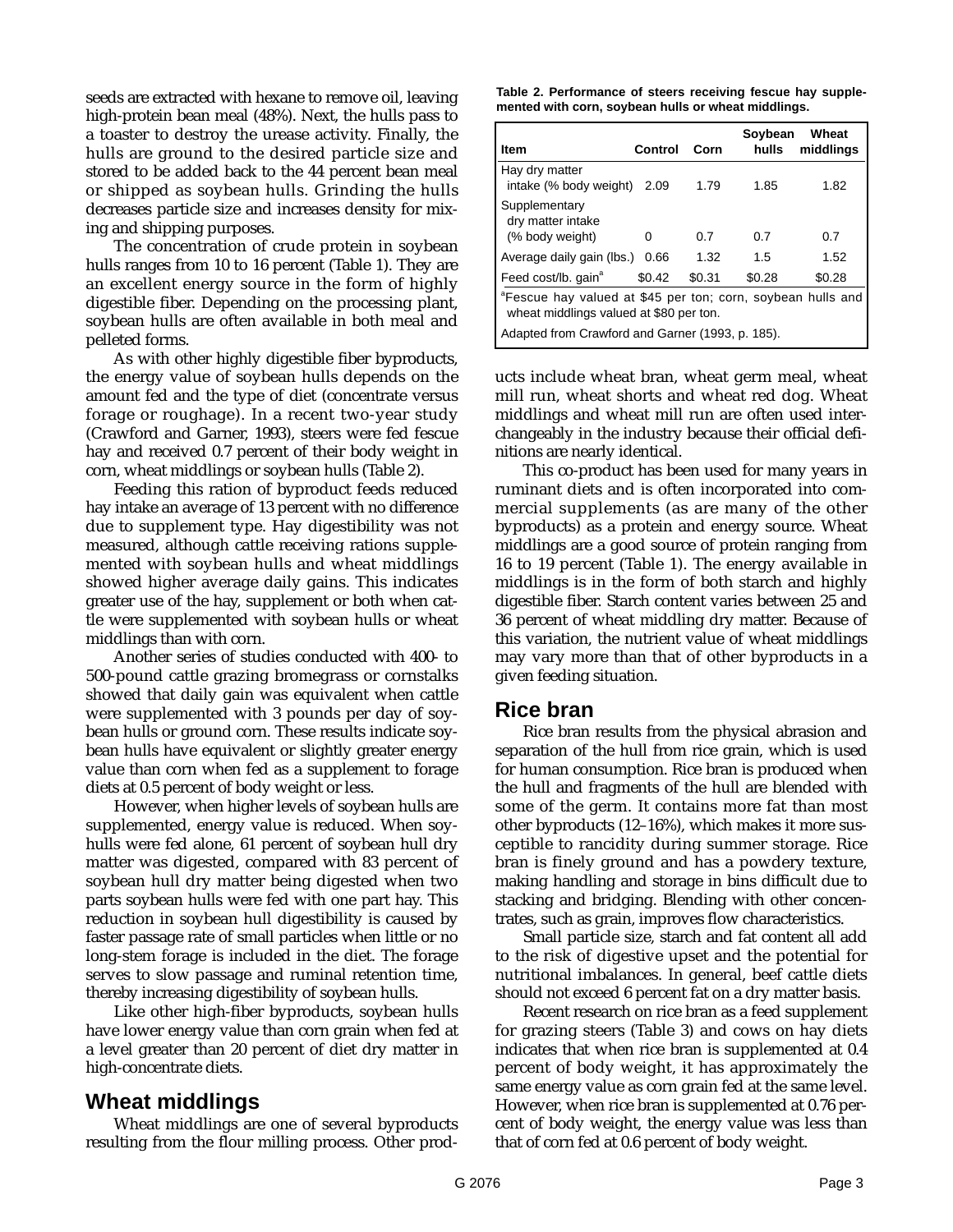seeds are extracted with hexane to remove oil, leaving high-protein bean meal (48%). Next, the hulls pass to a toaster to destroy the urease activity. Finally, the hulls are ground to the desired particle size and stored to be added back to the 44 percent bean meal or shipped as soybean hulls. Grinding the hulls decreases particle size and increases density for mixing and shipping purposes.

The concentration of crude protein in soybean hulls ranges from 10 to 16 percent (Table 1). They are an excellent energy source in the form of highly digestible fiber. Depending on the processing plant, soybean hulls are often available in both meal and pelleted forms.

As with other highly digestible fiber byproducts, the energy value of soybean hulls depends on the amount fed and the type of diet (concentrate versus forage or roughage). In a recent two-year study (Crawford and Garner, 1993), steers were fed fescue hay and received 0.7 percent of their body weight in corn, wheat middlings or soybean hulls (Table 2).

Feeding this ration of byproduct feeds reduced hay intake an average of 13 percent with no difference due to supplement type. Hay digestibility was not measured, although cattle receiving rations supplemented with soybean hulls and wheat middlings showed higher average daily gains. This indicates greater use of the hay, supplement or both when cattle were supplemented with soybean hulls or wheat middlings than with corn.

Another series of studies conducted with 400- to 500-pound cattle grazing bromegrass or cornstalks showed that daily gain was equivalent when cattle were supplemented with 3 pounds per day of soybean hulls or ground corn. These results indicate soybean hulls have equivalent or slightly greater energy value than corn when fed as a supplement to forage diets at 0.5 percent of body weight or less.

However, when higher levels of soybean hulls are supplemented, energy value is reduced. When soyhulls were fed alone, 61 percent of soybean hull dry matter was digested, compared with 83 percent of soybean hull dry matter being digested when two parts soybean hulls were fed with one part hay. This reduction in soybean hull digestibility is caused by faster passage rate of small particles when little or no long-stem forage is included in the diet. The forage serves to slow passage and ruminal retention time, thereby increasing digestibility of soybean hulls.

Like other high-fiber byproducts, soybean hulls have lower energy value than corn grain when fed at a level greater than 20 percent of diet dry matter in high-concentrate diets.

## Wheat middlings

Wheat middlings are one of several byproducts resulting from the flour milling process. Other products include wheat bran, wheat germ meal, wheat mill run, wheat shorts and wheat red dog. Wheat middlings and wheat mill run are often used interchangeably in the industry because their official definitions are nearly identical.

This co-product has been used for many years in ruminant diets and is often incorporated into commercial supplements (as are many of the other byproducts) as a protein and energy source. Wheat middlings are a good source of protein ranging from 16 to 19 percent (Table 1). The energy available in middlings is in the form of both starch and highly digestible fiber. Starch content varies between 25 and 36 percent of wheat middling dry matter. Because of this variation, the nutrient value of wheat middlings may vary more than that of other byproducts in a given feeding situation.

**Table 2. Performance of steers receiving fescue hay supplemented with corn, soybean hulls or wheat middlings.**

| Item | Control | Corn | Soybean hulls | Wheat middlings |
|---|---|---|---|---|
| Hay dry matter intake (% body weight) | 2.09 | 1.79 | 1.85 | 1.82 |
| Supplementary dry matter intake (% body weight) | 0 | 0.7 | 0.7 | 0.7 |
| Average daily gain (lbs.) | 0.66 | 1.32 | 1.5 | 1.52 |
| Feed cost/lb. gain[a] | $0.42 | $0.31 | $0.28 | $0.28 |

[a]Fescue hay valued at $45 per ton; corn, soybean hulls and wheat middlings valued at $80 per ton.

Adapted from Crawford and Garner (1993, p. 185).

## Rice bran

Rice bran results from the physical abrasion and separation of the hull from rice grain, which is used for human consumption. Rice bran is produced when the hull and fragments of the hull are blended with some of the germ. It contains more fat than most other byproducts (12–16%), which makes it more susceptible to rancidity during summer storage. Rice bran is finely ground and has a powdery texture, making handling and storage in bins difficult due to stacking and bridging. Blending with other concentrates, such as grain, improves flow characteristics.

Small particle size, starch and fat content all add to the risk of digestive upset and the potential for nutritional imbalances. In general, beef cattle diets should not exceed 6 percent fat on a dry matter basis.

Recent research on rice bran as a feed supplement for grazing steers (Table 3) and cows on hay diets indicates that when rice bran is supplemented at 0.4 percent of body weight, it has approximately the same energy value as corn grain fed at the same level. However, when rice bran is supplemented at 0.76 percent of body weight, the energy value was less than that of corn fed at 0.6 percent of body weight.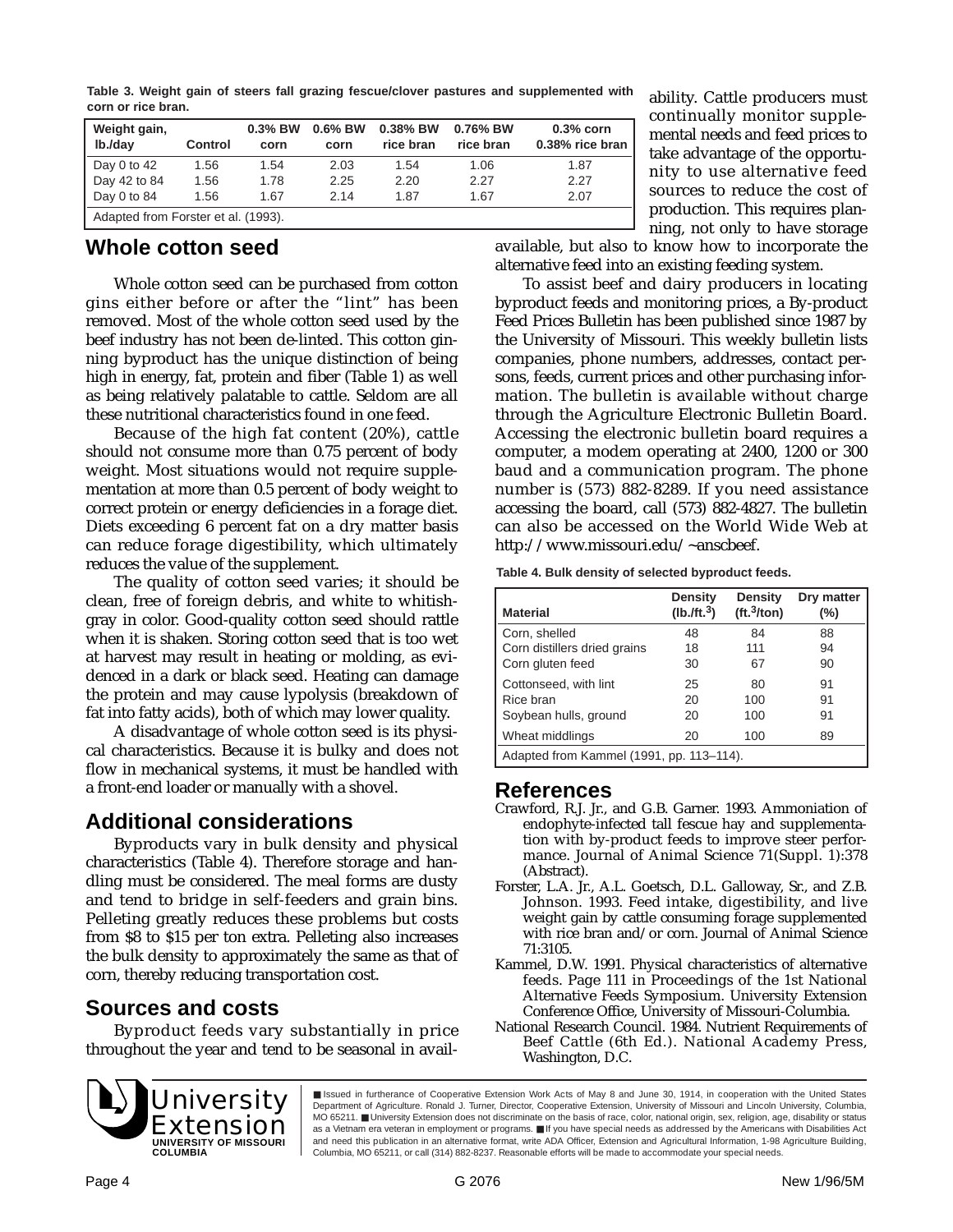**Table 3. Weight gain of steers fall grazing fescue/clover pastures and supplemented with corn or rice bran.**

| Weight gain, lb./day | Control | 0.3% BW corn | 0.6% BW corn | 0.38% BW rice bran | 0.76% BW rice bran | 0.3% corn 0.38% rice bran |
|---|---|---|---|---|---|---|
| Day 0 to 42 | 1.56 | 1.54 | 2.03 | 1.54 | 1.06 | 1.87 |
| Day 42 to 84 | 1.56 | 1.78 | 2.25 | 2.20 | 2.27 | 2.27 |
| Day 0 to 84 | 1.56 | 1.67 | 2.14 | 1.87 | 1.67 | 2.07 |

Adapted from Forster et al. (1993).

## Whole cotton seed

Whole cotton seed can be purchased from cotton gins either before or after the "lint" has been removed. Most of the whole cotton seed used by the beef industry has not been de-linted. This cotton ginning byproduct has the unique distinction of being high in energy, fat, protein and fiber (Table 1) as well as being relatively palatable to cattle. Seldom are all these nutritional characteristics found in one feed.

Because of the high fat content (20%), cattle should not consume more than 0.75 percent of body weight. Most situations would not require supplementation at more than 0.5 percent of body weight to correct protein or energy deficiencies in a forage diet. Diets exceeding 6 percent fat on a dry matter basis can reduce forage digestibility, which ultimately reduces the value of the supplement.

The quality of cotton seed varies; it should be clean, free of foreign debris, and white to whitish-gray in color. Good-quality cotton seed should rattle when it is shaken. Storing cotton seed that is too wet at harvest may result in heating or molding, as evidenced in a dark or black seed. Heating can damage the protein and may cause lypolysis (breakdown of fat into fatty acids), both of which may lower quality.

A disadvantage of whole cotton seed is its physical characteristics. Because it is bulky and does not flow in mechanical systems, it must be handled with a front-end loader or manually with a shovel.

## Additional considerations

Byproducts vary in bulk density and physical characteristics (Table 4). Therefore storage and handling must be considered. The meal forms are dusty and tend to bridge in self-feeders and grain bins. Pelleting greatly reduces these problems but costs from $8 to $15 per ton extra. Pelleting also increases the bulk density to approximately the same as that of corn, thereby reducing transportation cost.

## Sources and costs

Byproduct feeds vary substantially in price throughout the year and tend to be seasonal in availability. Cattle producers must continually monitor supplemental needs and feed prices to take advantage of the opportunity to use alternative feed sources to reduce the cost of production. This requires planning, not only to have storage available, but also to know how to incorporate the alternative feed into an existing feeding system.

To assist beef and dairy producers in locating byproduct feeds and monitoring prices, a By-product Feed Prices Bulletin has been published since 1987 by the University of Missouri. This weekly bulletin lists companies, phone numbers, addresses, contact persons, feeds, current prices and other purchasing information. The bulletin is available without charge through the Agriculture Electronic Bulletin Board. Accessing the electronic bulletin board requires a computer, a modem operating at 2400, 1200 or 300 baud and a communication program. The phone number is (573) 882-8289. If you need assistance accessing the board, call (573) 882-4827. The bulletin can also be accessed on the World Wide Web at http://www.missouri.edu/~anscbeef.

**Table 4. Bulk density of selected byproduct feeds.**

| Material | Density (lb./ft.$^3$) | Density (ft.$^3$/ton) | Dry matter (%) |
|---|---|---|---|
| Corn, shelled | 48 | 84 | 88 |
| Corn distillers dried grains | 18 | 111 | 94 |
| Corn gluten feed | 30 | 67 | 90 |
| Cottonseed, with lint | 25 | 80 | 91 |
| Rice bran | 20 | 100 | 91 |
| Soybean hulls, ground | 20 | 100 | 91 |
| Wheat middlings | 20 | 100 | 89 |

Adapted from Kammel (1991, pp. 113–114).

## References

Crawford, R.J. Jr., and G.B. Garner. 1993. Ammoniation of endophyte-infected tall fescue hay and supplementation with by-product feeds to improve steer performance. Journal of Animal Science 71(Suppl. 1):378 (Abstract).

Forster, L.A. Jr., A.L. Goetsch, D.L. Galloway, Sr., and Z.B. Johnson. 1993. Feed intake, digestibility, and live weight gain by cattle consuming forage supplemented with rice bran and/or corn. Journal of Animal Science 71:3105.

Kammel, D.W. 1991. Physical characteristics of alternative feeds. Page 111 in Proceedings of the 1st National Alternative Feeds Symposium. University Extension Conference Office, University of Missouri-Columbia.

National Research Council. 1984. Nutrient Requirements of Beef Cattle (6th Ed.). National Academy Press, Washington, D.C.

University Extension
UNIVERSITY OF MISSOURI COLUMBIA

■ Issued in furtherance of Cooperative Extension Work Acts of May 8 and June 30, 1914, in cooperation with the United States Department of Agriculture. Ronald J. Turner, Director, Cooperative Extension, University of Missouri and Lincoln University, Columbia, MO 65211. ■ University Extension does not discriminate on the basis of race, color, national origin, sex, religion, age, disability or status as a Vietnam era veteran in employment or programs. ■ If you have special needs as addressed by the Americans with Disabilities Act and need this publication in an alternative format, write ADA Officer, Extension and Agricultural Information, 1-98 Agriculture Building, Columbia, MO 65211, or call (314) 882-8237. Reasonable efforts will be made to accommodate your special needs.

G 2076 New 1/96/5M